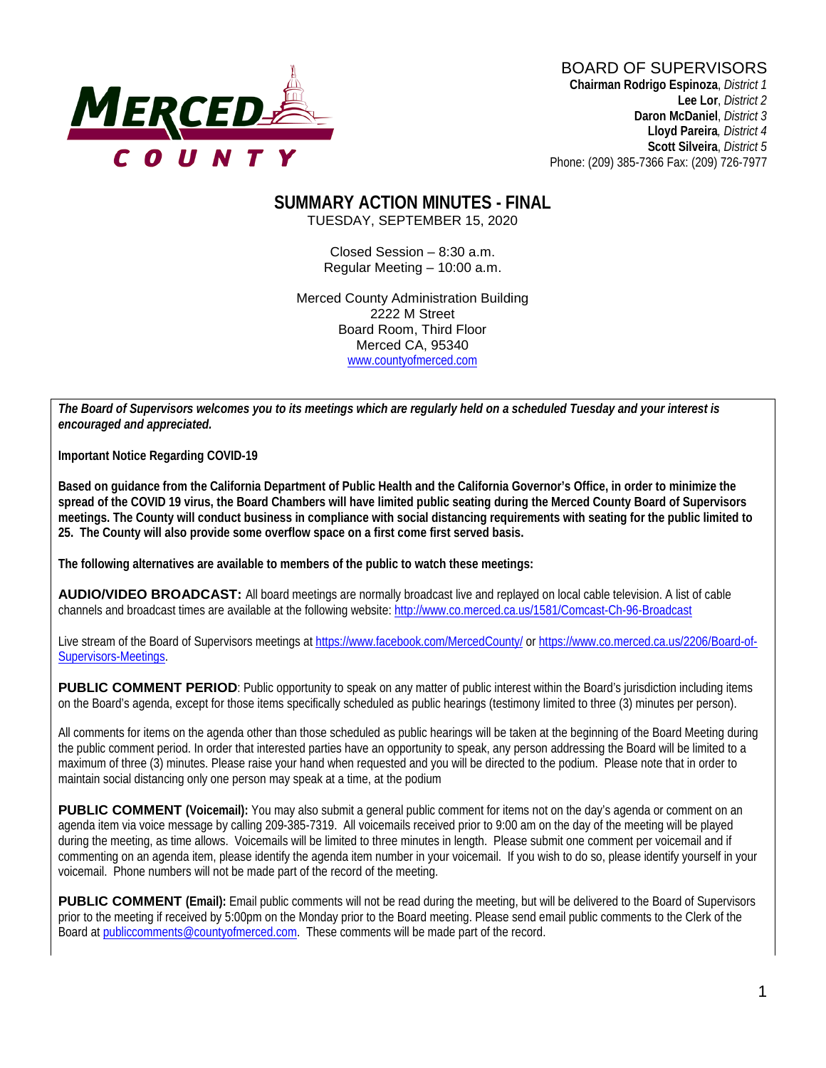MERCED COUNTY

BOARD OF SUPERVISORS
**Chairman Rodrigo Espinoza**, *District 1*
**Lee Lor**, *District 2*
**Daron McDaniel**, *District 3*
**Lloyd Pareira**, *District 4*
**Scott Silveira**, *District 5*
Phone: (209) 385-7366 Fax: (209) 726-7977

# SUMMARY ACTION MINUTES - FINAL

TUESDAY, SEPTEMBER 15, 2020

Closed Session – 8:30 a.m.
Regular Meeting – 10:00 a.m.

Merced County Administration Building
2222 M Street
Board Room, Third Floor
Merced CA, 95340
www.countyofmerced.com

***The Board of Supervisors welcomes you to its meetings which are regularly held on a scheduled Tuesday and your interest is encouraged and appreciated.***

**Important Notice Regarding COVID-19**

**Based on guidance from the California Department of Public Health and the California Governor's Office, in order to minimize the spread of the COVID 19 virus, the Board Chambers will have limited public seating during the Merced County Board of Supervisors meetings. The County will conduct business in compliance with social distancing requirements with seating for the public limited to 25. The County will also provide some overflow space on a first come first served basis.**

**The following alternatives are available to members of the public to watch these meetings:**

**AUDIO/VIDEO BROADCAST:** All board meetings are normally broadcast live and replayed on local cable television. A list of cable channels and broadcast times are available at the following website: http://www.co.merced.ca.us/1581/Comcast-Ch-96-Broadcast

Live stream of the Board of Supervisors meetings at https://www.facebook.com/MercedCounty/ or https://www.co.merced.ca.us/2206/Board-of-Supervisors-Meetings.

**PUBLIC COMMENT PERIOD**: Public opportunity to speak on any matter of public interest within the Board's jurisdiction including items on the Board's agenda, except for those items specifically scheduled as public hearings (testimony limited to three (3) minutes per person).

All comments for items on the agenda other than those scheduled as public hearings will be taken at the beginning of the Board Meeting during the public comment period. In order that interested parties have an opportunity to speak, any person addressing the Board will be limited to a maximum of three (3) minutes. Please raise your hand when requested and you will be directed to the podium. Please note that in order to maintain social distancing only one person may speak at a time, at the podium

**PUBLIC COMMENT (Voicemail):** You may also submit a general public comment for items not on the day's agenda or comment on an agenda item via voice message by calling 209-385-7319. All voicemails received prior to 9:00 am on the day of the meeting will be played during the meeting, as time allows. Voicemails will be limited to three minutes in length. Please submit one comment per voicemail and if commenting on an agenda item, please identify the agenda item number in your voicemail. If you wish to do so, please identify yourself in your voicemail. Phone numbers will not be made part of the record of the meeting.

**PUBLIC COMMENT (Email):** Email public comments will not be read during the meeting, but will be delivered to the Board of Supervisors prior to the meeting if received by 5:00pm on the Monday prior to the Board meeting. Please send email public comments to the Clerk of the Board at publiccomments@countyofmerced.com. These comments will be made part of the record.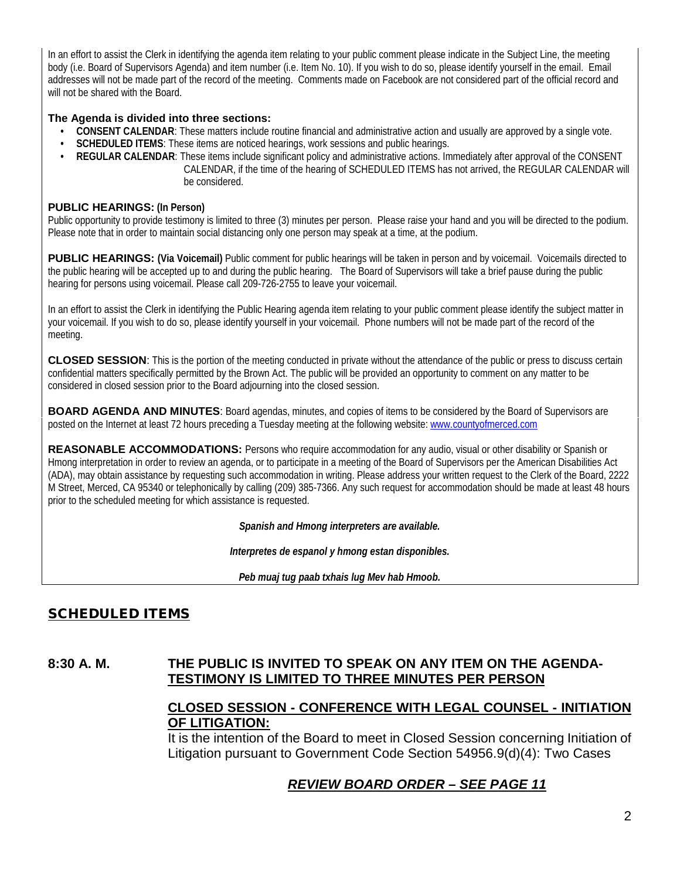In an effort to assist the Clerk in identifying the agenda item relating to your public comment please indicate in the Subject Line, the meeting body (i.e. Board of Supervisors Agenda) and item number (i.e. Item No. 10). If you wish to do so, please identify yourself in the email. Email addresses will not be made part of the record of the meeting. Comments made on Facebook are not considered part of the official record and will not be shared with the Board.

**The Agenda is divided into three sections:**

- **CONSENT CALENDAR**: These matters include routine financial and administrative action and usually are approved by a single vote.
- **SCHEDULED ITEMS**: These items are noticed hearings, work sessions and public hearings.
- **REGULAR CALENDAR**: These items include significant policy and administrative actions. Immediately after approval of the CONSENT CALENDAR, if the time of the hearing of SCHEDULED ITEMS has not arrived, the REGULAR CALENDAR will be considered.

**PUBLIC HEARINGS: (In Person)**
Public opportunity to provide testimony is limited to three (3) minutes per person. Please raise your hand and you will be directed to the podium. Please note that in order to maintain social distancing only one person may speak at a time, at the podium.

**PUBLIC HEARINGS: (Via Voicemail)** Public comment for public hearings will be taken in person and by voicemail. Voicemails directed to the public hearing will be accepted up to and during the public hearing. The Board of Supervisors will take a brief pause during the public hearing for persons using voicemail. Please call 209-726-2755 to leave your voicemail.

In an effort to assist the Clerk in identifying the Public Hearing agenda item relating to your public comment please identify the subject matter in your voicemail. If you wish to do so, please identify yourself in your voicemail. Phone numbers will not be made part of the record of the meeting.

**CLOSED SESSION**: This is the portion of the meeting conducted in private without the attendance of the public or press to discuss certain confidential matters specifically permitted by the Brown Act. The public will be provided an opportunity to comment on any matter to be considered in closed session prior to the Board adjourning into the closed session.

**BOARD AGENDA AND MINUTES**: Board agendas, minutes, and copies of items to be considered by the Board of Supervisors are posted on the Internet at least 72 hours preceding a Tuesday meeting at the following website: [www.countyofmerced.com](www.countyofmerced.com)

**REASONABLE ACCOMMODATIONS:** Persons who require accommodation for any audio, visual or other disability or Spanish or Hmong interpretation in order to review an agenda, or to participate in a meeting of the Board of Supervisors per the American Disabilities Act (ADA), may obtain assistance by requesting such accommodation in writing. Please address your written request to the Clerk of the Board, 2222 M Street, Merced, CA 95340 or telephonically by calling (209) 385-7366. Any such request for accommodation should be made at least 48 hours prior to the scheduled meeting for which assistance is requested.

***Spanish and Hmong interpreters are available.***

***Interpretes de espanol y hmong estan disponibles.***

***Peb muaj tug paab txhais lug Mev hab Hmoob.***

## SCHEDULED ITEMS

**8:30 A. M.** **THE PUBLIC IS INVITED TO SPEAK ON ANY ITEM ON THE AGENDA-TESTIMONY IS LIMITED TO THREE MINUTES PER PERSON**

**CLOSED SESSION - CONFERENCE WITH LEGAL COUNSEL - INITIATION OF LITIGATION:**
It is the intention of the Board to meet in Closed Session concerning Initiation of Litigation pursuant to Government Code Section 54956.9(d)(4): Two Cases

***REVIEW BOARD ORDER – SEE PAGE 11***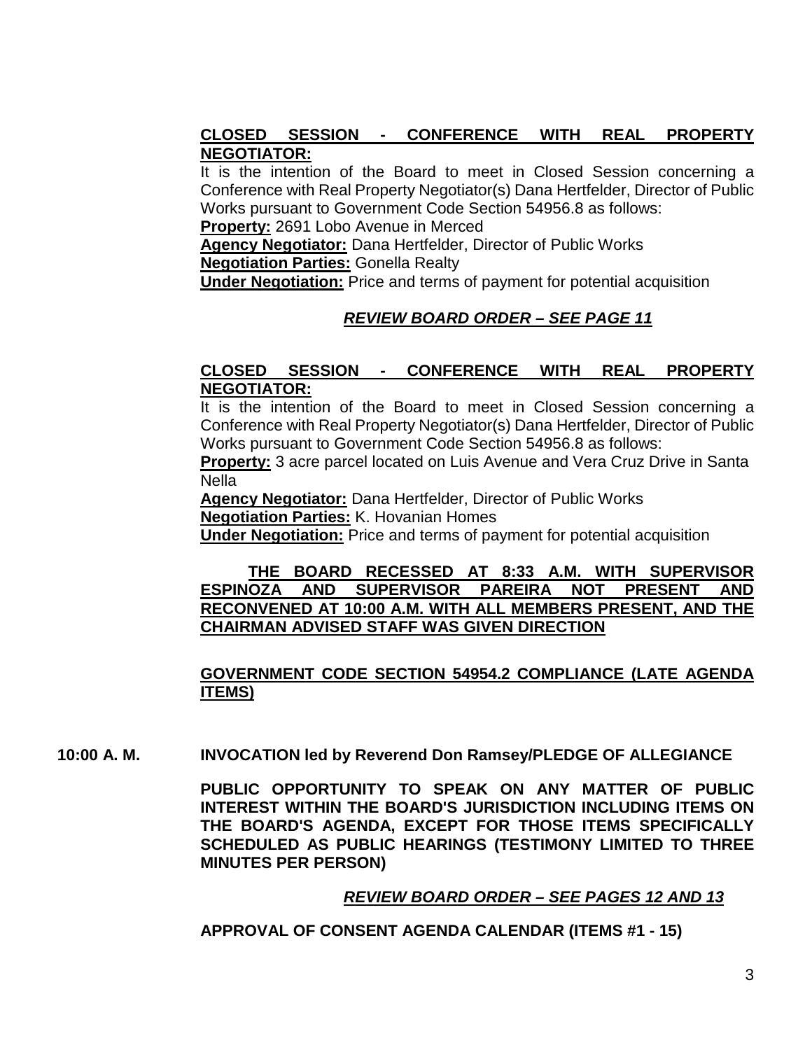**CLOSED SESSION - CONFERENCE WITH REAL PROPERTY NEGOTIATOR:**

It is the intention of the Board to meet in Closed Session concerning a Conference with Real Property Negotiator(s) Dana Hertfelder, Director of Public Works pursuant to Government Code Section 54956.8 as follows:

**Property:** 2691 Lobo Avenue in Merced

**Agency Negotiator:** Dana Hertfelder, Director of Public Works

**Negotiation Parties:** Gonella Realty

**Under Negotiation:** Price and terms of payment for potential acquisition

***REVIEW BOARD ORDER – SEE PAGE 11***

**CLOSED SESSION - CONFERENCE WITH REAL PROPERTY NEGOTIATOR:**

It is the intention of the Board to meet in Closed Session concerning a Conference with Real Property Negotiator(s) Dana Hertfelder, Director of Public Works pursuant to Government Code Section 54956.8 as follows:

**Property:** 3 acre parcel located on Luis Avenue and Vera Cruz Drive in Santa Nella

**Agency Negotiator:** Dana Hertfelder, Director of Public Works

**Negotiation Parties:** K. Hovanian Homes

**Under Negotiation:** Price and terms of payment for potential acquisition

**THE BOARD RECESSED AT 8:33 A.M. WITH SUPERVISOR ESPINOZA AND SUPERVISOR PAREIRA NOT PRESENT AND RECONVENED AT 10:00 A.M. WITH ALL MEMBERS PRESENT, AND THE CHAIRMAN ADVISED STAFF WAS GIVEN DIRECTION**

**GOVERNMENT CODE SECTION 54954.2 COMPLIANCE (LATE AGENDA ITEMS)**

**10:00 A. M. INVOCATION led by Reverend Don Ramsey/PLEDGE OF ALLEGIANCE**

**PUBLIC OPPORTUNITY TO SPEAK ON ANY MATTER OF PUBLIC INTEREST WITHIN THE BOARD'S JURISDICTION INCLUDING ITEMS ON THE BOARD'S AGENDA, EXCEPT FOR THOSE ITEMS SPECIFICALLY SCHEDULED AS PUBLIC HEARINGS (TESTIMONY LIMITED TO THREE MINUTES PER PERSON)**

***REVIEW BOARD ORDER – SEE PAGES 12 AND 13***

**APPROVAL OF CONSENT AGENDA CALENDAR (ITEMS #1 - 15)**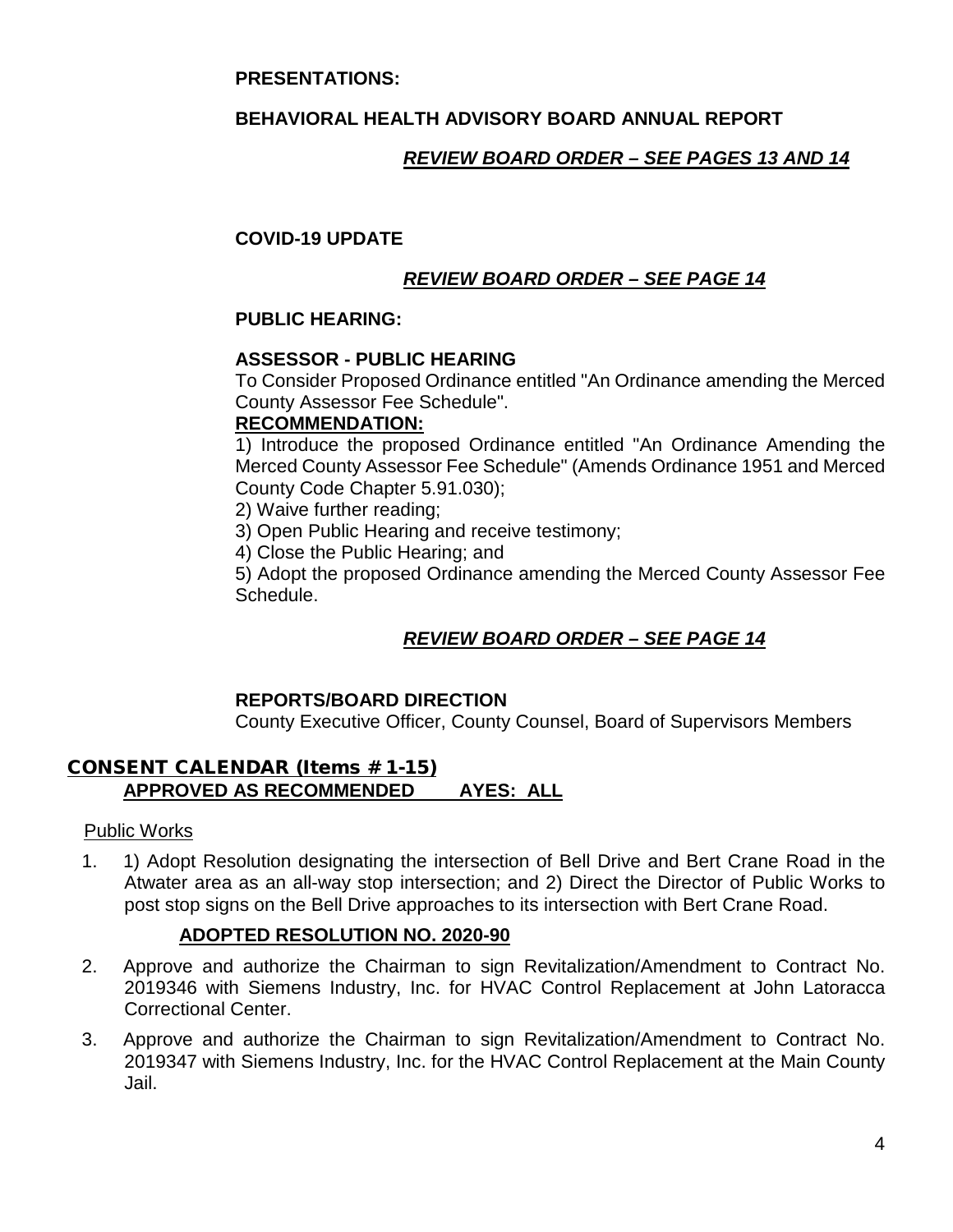**PRESENTATIONS:**

**BEHAVIORAL HEALTH ADVISORY BOARD ANNUAL REPORT**

***REVIEW BOARD ORDER – SEE PAGES 13 AND 14***

**COVID-19 UPDATE**

***REVIEW BOARD ORDER – SEE PAGE 14***

**PUBLIC HEARING:**

**ASSESSOR - PUBLIC HEARING**

To Consider Proposed Ordinance entitled "An Ordinance amending the Merced County Assessor Fee Schedule".

**RECOMMENDATION:**

1) Introduce the proposed Ordinance entitled "An Ordinance Amending the Merced County Assessor Fee Schedule" (Amends Ordinance 1951 and Merced County Code Chapter 5.91.030);

2) Waive further reading;

3) Open Public Hearing and receive testimony;

4) Close the Public Hearing; and

5) Adopt the proposed Ordinance amending the Merced County Assessor Fee Schedule.

***REVIEW BOARD ORDER – SEE PAGE 14***

**REPORTS/BOARD DIRECTION**

County Executive Officer, County Counsel, Board of Supervisors Members

## CONSENT CALENDAR (Items #1-15)

**APPROVED AS RECOMMENDED AYES: ALL**

Public Works

1. 1) Adopt Resolution designating the intersection of Bell Drive and Bert Crane Road in the Atwater area as an all-way stop intersection; and 2) Direct the Director of Public Works to post stop signs on the Bell Drive approaches to its intersection with Bert Crane Road.

   **ADOPTED RESOLUTION NO. 2020-90**

2. Approve and authorize the Chairman to sign Revitalization/Amendment to Contract No. 2019346 with Siemens Industry, Inc. for HVAC Control Replacement at John Latoracca Correctional Center.

3. Approve and authorize the Chairman to sign Revitalization/Amendment to Contract No. 2019347 with Siemens Industry, Inc. for the HVAC Control Replacement at the Main County Jail.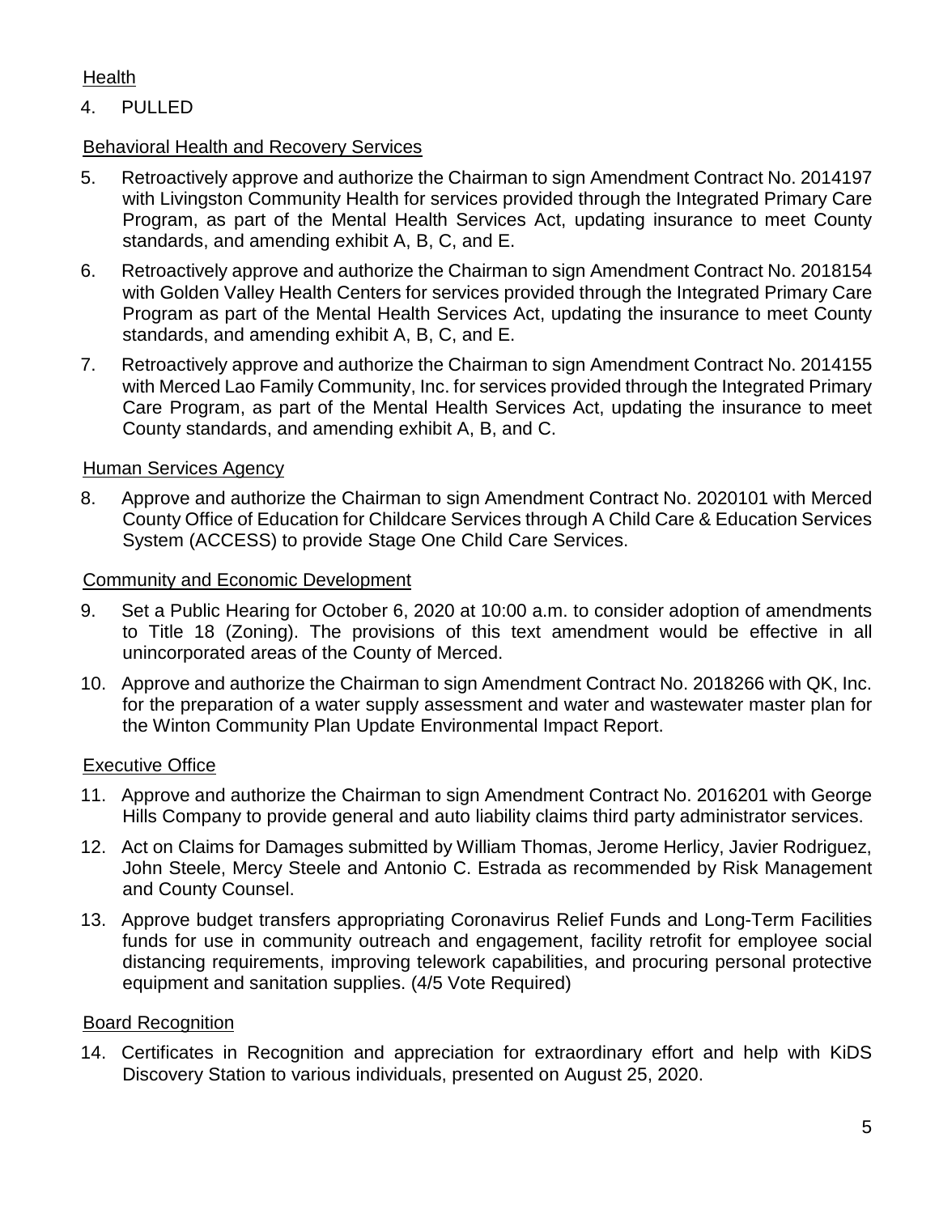Health

4. PULLED

Behavioral Health and Recovery Services

5. Retroactively approve and authorize the Chairman to sign Amendment Contract No. 2014197 with Livingston Community Health for services provided through the Integrated Primary Care Program, as part of the Mental Health Services Act, updating insurance to meet County standards, and amending exhibit A, B, C, and E.
6. Retroactively approve and authorize the Chairman to sign Amendment Contract No. 2018154 with Golden Valley Health Centers for services provided through the Integrated Primary Care Program as part of the Mental Health Services Act, updating the insurance to meet County standards, and amending exhibit A, B, C, and E.
7. Retroactively approve and authorize the Chairman to sign Amendment Contract No. 2014155 with Merced Lao Family Community, Inc. for services provided through the Integrated Primary Care Program, as part of the Mental Health Services Act, updating the insurance to meet County standards, and amending exhibit A, B, and C.

Human Services Agency

8. Approve and authorize the Chairman to sign Amendment Contract No. 2020101 with Merced County Office of Education for Childcare Services through A Child Care & Education Services System (ACCESS) to provide Stage One Child Care Services.

Community and Economic Development

9. Set a Public Hearing for October 6, 2020 at 10:00 a.m. to consider adoption of amendments to Title 18 (Zoning). The provisions of this text amendment would be effective in all unincorporated areas of the County of Merced.
10. Approve and authorize the Chairman to sign Amendment Contract No. 2018266 with QK, Inc. for the preparation of a water supply assessment and water and wastewater master plan for the Winton Community Plan Update Environmental Impact Report.

Executive Office

11. Approve and authorize the Chairman to sign Amendment Contract No. 2016201 with George Hills Company to provide general and auto liability claims third party administrator services.
12. Act on Claims for Damages submitted by William Thomas, Jerome Herlicy, Javier Rodriguez, John Steele, Mercy Steele and Antonio C. Estrada as recommended by Risk Management and County Counsel.
13. Approve budget transfers appropriating Coronavirus Relief Funds and Long-Term Facilities funds for use in community outreach and engagement, facility retrofit for employee social distancing requirements, improving telework capabilities, and procuring personal protective equipment and sanitation supplies. (4/5 Vote Required)

Board Recognition

14. Certificates in Recognition and appreciation for extraordinary effort and help with KiDS Discovery Station to various individuals, presented on August 25, 2020.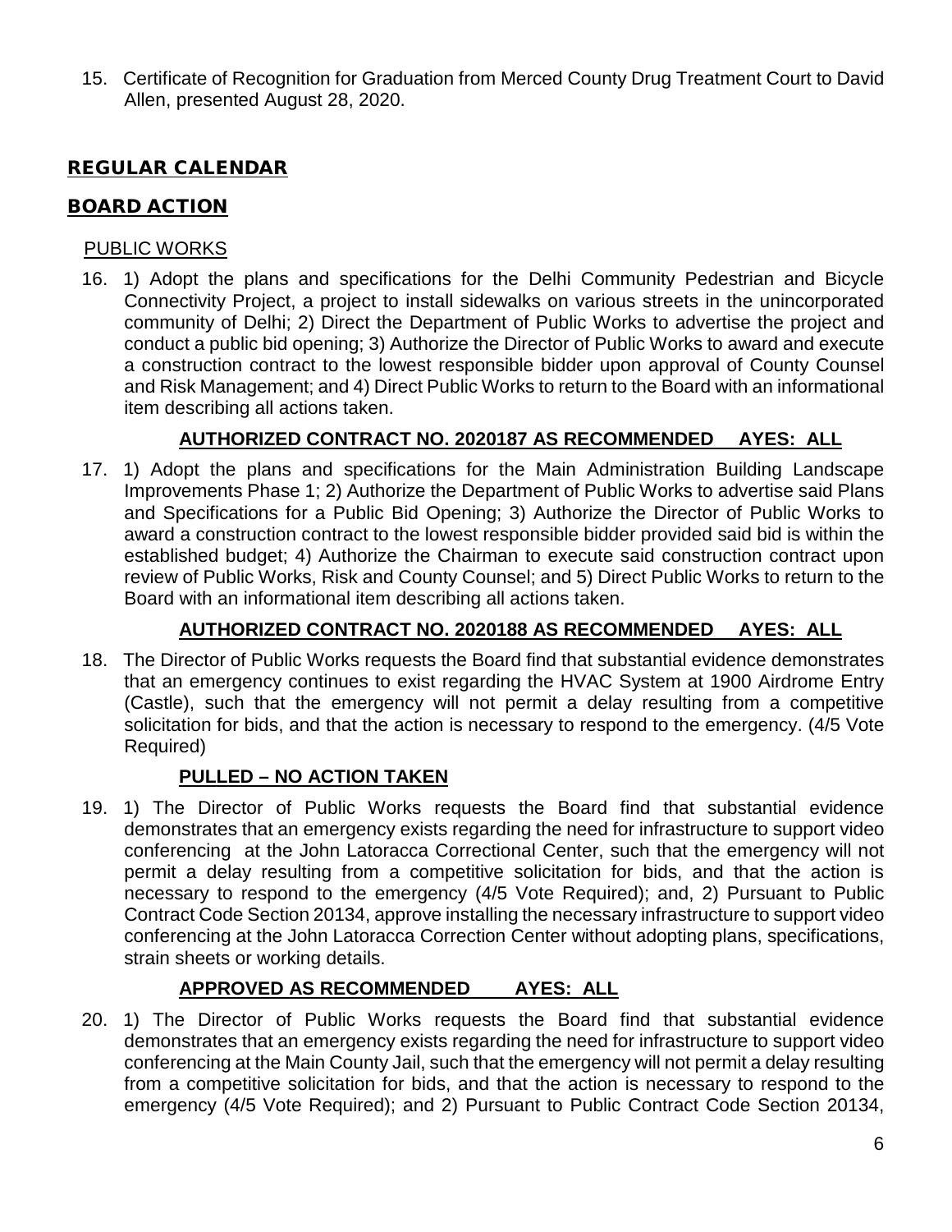15. Certificate of Recognition for Graduation from Merced County Drug Treatment Court to David Allen, presented August 28, 2020.

## REGULAR CALENDAR

## BOARD ACTION

### PUBLIC WORKS

16. 1) Adopt the plans and specifications for the Delhi Community Pedestrian and Bicycle Connectivity Project, a project to install sidewalks on various streets in the unincorporated community of Delhi; 2) Direct the Department of Public Works to advertise the project and conduct a public bid opening; 3) Authorize the Director of Public Works to award and execute a construction contract to the lowest responsible bidder upon approval of County Counsel and Risk Management; and 4) Direct Public Works to return to the Board with an informational item describing all actions taken.

    **AUTHORIZED CONTRACT NO. 2020187 AS RECOMMENDED AYES: ALL**

17. 1) Adopt the plans and specifications for the Main Administration Building Landscape Improvements Phase 1; 2) Authorize the Department of Public Works to advertise said Plans and Specifications for a Public Bid Opening; 3) Authorize the Director of Public Works to award a construction contract to the lowest responsible bidder provided said bid is within the established budget; 4) Authorize the Chairman to execute said construction contract upon review of Public Works, Risk and County Counsel; and 5) Direct Public Works to return to the Board with an informational item describing all actions taken.

    **AUTHORIZED CONTRACT NO. 2020188 AS RECOMMENDED AYES: ALL**

18. The Director of Public Works requests the Board find that substantial evidence demonstrates that an emergency continues to exist regarding the HVAC System at 1900 Airdrome Entry (Castle), such that the emergency will not permit a delay resulting from a competitive solicitation for bids, and that the action is necessary to respond to the emergency. (4/5 Vote Required)

    **PULLED – NO ACTION TAKEN**

19. 1) The Director of Public Works requests the Board find that substantial evidence demonstrates that an emergency exists regarding the need for infrastructure to support video conferencing at the John Latoracca Correctional Center, such that the emergency will not permit a delay resulting from a competitive solicitation for bids, and that the action is necessary to respond to the emergency (4/5 Vote Required); and, 2) Pursuant to Public Contract Code Section 20134, approve installing the necessary infrastructure to support video conferencing at the John Latoracca Correction Center without adopting plans, specifications, strain sheets or working details.

    **APPROVED AS RECOMMENDED AYES: ALL**

20. 1) The Director of Public Works requests the Board find that substantial evidence demonstrates that an emergency exists regarding the need for infrastructure to support video conferencing at the Main County Jail, such that the emergency will not permit a delay resulting from a competitive solicitation for bids, and that the action is necessary to respond to the emergency (4/5 Vote Required); and 2) Pursuant to Public Contract Code Section 20134,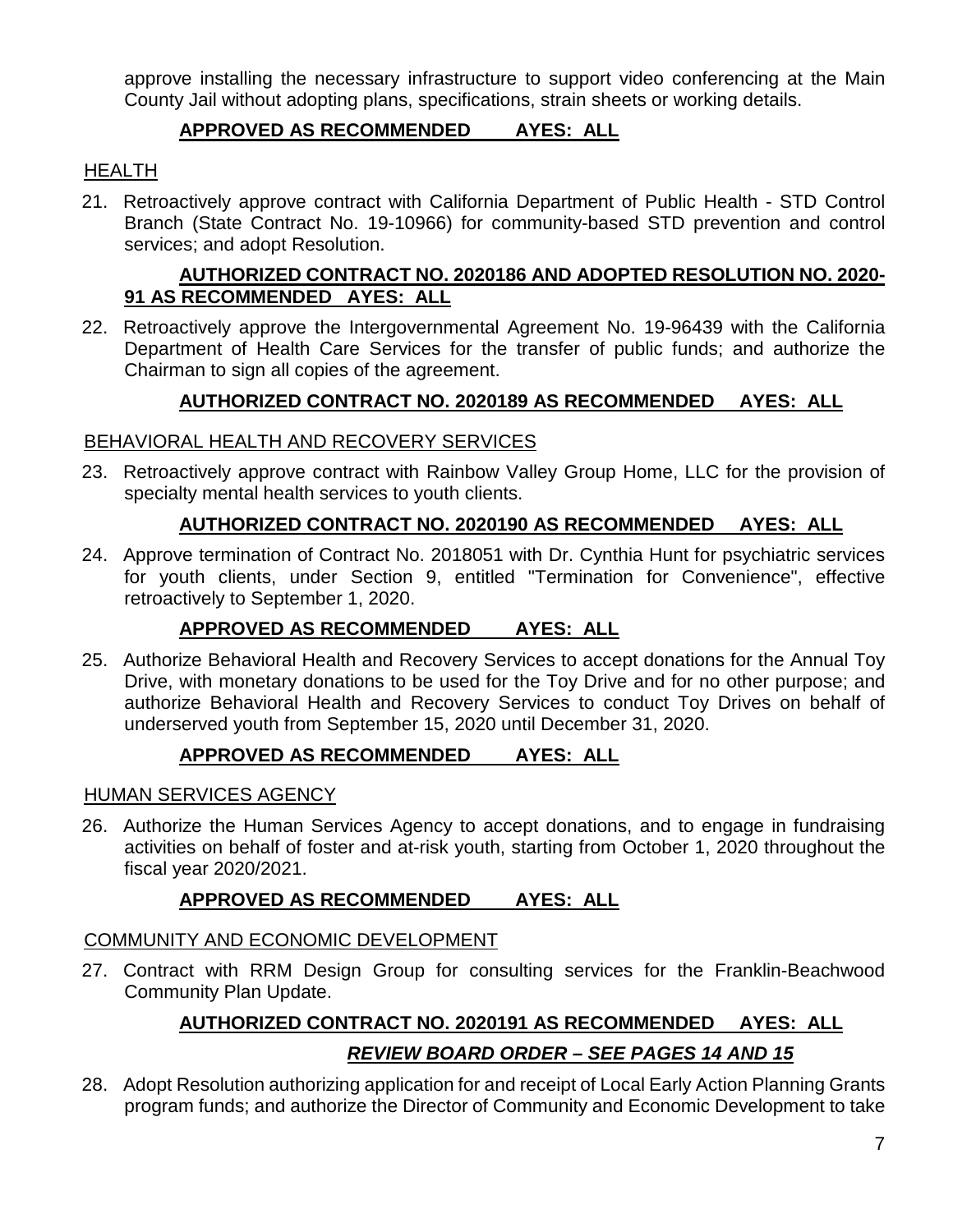approve installing the necessary infrastructure to support video conferencing at the Main County Jail without adopting plans, specifications, strain sheets or working details.

**APPROVED AS RECOMMENDED AYES: ALL**

HEALTH

21. Retroactively approve contract with California Department of Public Health - STD Control Branch (State Contract No. 19-10966) for community-based STD prevention and control services; and adopt Resolution.

    **AUTHORIZED CONTRACT NO. 2020186 AND ADOPTED RESOLUTION NO. 2020-91 AS RECOMMENDED AYES: ALL**

22. Retroactively approve the Intergovernmental Agreement No. 19-96439 with the California Department of Health Care Services for the transfer of public funds; and authorize the Chairman to sign all copies of the agreement.

    **AUTHORIZED CONTRACT NO. 2020189 AS RECOMMENDED AYES: ALL**

BEHAVIORAL HEALTH AND RECOVERY SERVICES

23. Retroactively approve contract with Rainbow Valley Group Home, LLC for the provision of specialty mental health services to youth clients.

    **AUTHORIZED CONTRACT NO. 2020190 AS RECOMMENDED AYES: ALL**

24. Approve termination of Contract No. 2018051 with Dr. Cynthia Hunt for psychiatric services for youth clients, under Section 9, entitled "Termination for Convenience", effective retroactively to September 1, 2020.

    **APPROVED AS RECOMMENDED AYES: ALL**

25. Authorize Behavioral Health and Recovery Services to accept donations for the Annual Toy Drive, with monetary donations to be used for the Toy Drive and for no other purpose; and authorize Behavioral Health and Recovery Services to conduct Toy Drives on behalf of underserved youth from September 15, 2020 until December 31, 2020.

    **APPROVED AS RECOMMENDED AYES: ALL**

HUMAN SERVICES AGENCY

26. Authorize the Human Services Agency to accept donations, and to engage in fundraising activities on behalf of foster and at-risk youth, starting from October 1, 2020 throughout the fiscal year 2020/2021.

    **APPROVED AS RECOMMENDED AYES: ALL**

COMMUNITY AND ECONOMIC DEVELOPMENT

27. Contract with RRM Design Group for consulting services for the Franklin-Beachwood Community Plan Update.

    **AUTHORIZED CONTRACT NO. 2020191 AS RECOMMENDED AYES: ALL**

    ***REVIEW BOARD ORDER – SEE PAGES 14 AND 15***

28. Adopt Resolution authorizing application for and receipt of Local Early Action Planning Grants program funds; and authorize the Director of Community and Economic Development to take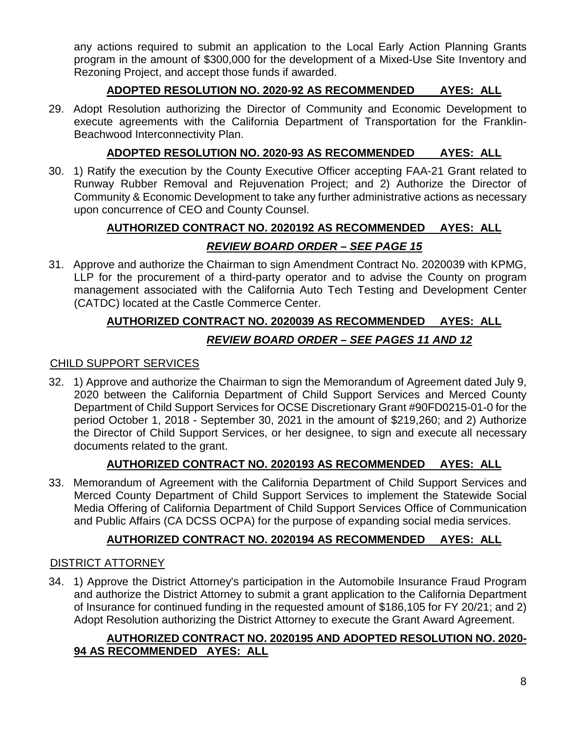any actions required to submit an application to the Local Early Action Planning Grants program in the amount of $300,000 for the development of a Mixed-Use Site Inventory and Rezoning Project, and accept those funds if awarded.

**ADOPTED RESOLUTION NO. 2020-92 AS RECOMMENDED AYES: ALL**

29. Adopt Resolution authorizing the Director of Community and Economic Development to execute agreements with the California Department of Transportation for the Franklin-Beachwood Interconnectivity Plan.

**ADOPTED RESOLUTION NO. 2020-93 AS RECOMMENDED AYES: ALL**

30. 1) Ratify the execution by the County Executive Officer accepting FAA-21 Grant related to Runway Rubber Removal and Rejuvenation Project; and 2) Authorize the Director of Community & Economic Development to take any further administrative actions as necessary upon concurrence of CEO and County Counsel.

**AUTHORIZED CONTRACT NO. 2020192 AS RECOMMENDED AYES: ALL**

***REVIEW BOARD ORDER – SEE PAGE 15***

31. Approve and authorize the Chairman to sign Amendment Contract No. 2020039 with KPMG, LLP for the procurement of a third-party operator and to advise the County on program management associated with the California Auto Tech Testing and Development Center (CATDC) located at the Castle Commerce Center.

**AUTHORIZED CONTRACT NO. 2020039 AS RECOMMENDED AYES: ALL**

***REVIEW BOARD ORDER – SEE PAGES 11 AND 12***

CHILD SUPPORT SERVICES

32. 1) Approve and authorize the Chairman to sign the Memorandum of Agreement dated July 9, 2020 between the California Department of Child Support Services and Merced County Department of Child Support Services for OCSE Discretionary Grant #90FD0215-01-0 for the period October 1, 2018 - September 30, 2021 in the amount of $219,260; and 2) Authorize the Director of Child Support Services, or her designee, to sign and execute all necessary documents related to the grant.

**AUTHORIZED CONTRACT NO. 2020193 AS RECOMMENDED AYES: ALL**

33. Memorandum of Agreement with the California Department of Child Support Services and Merced County Department of Child Support Services to implement the Statewide Social Media Offering of California Department of Child Support Services Office of Communication and Public Affairs (CA DCSS OCPA) for the purpose of expanding social media services.

**AUTHORIZED CONTRACT NO. 2020194 AS RECOMMENDED AYES: ALL**

DISTRICT ATTORNEY

34. 1) Approve the District Attorney's participation in the Automobile Insurance Fraud Program and authorize the District Attorney to submit a grant application to the California Department of Insurance for continued funding in the requested amount of $186,105 for FY 20/21; and 2) Adopt Resolution authorizing the District Attorney to execute the Grant Award Agreement.

**AUTHORIZED CONTRACT NO. 2020195 AND ADOPTED RESOLUTION NO. 2020-94 AS RECOMMENDED AYES: ALL**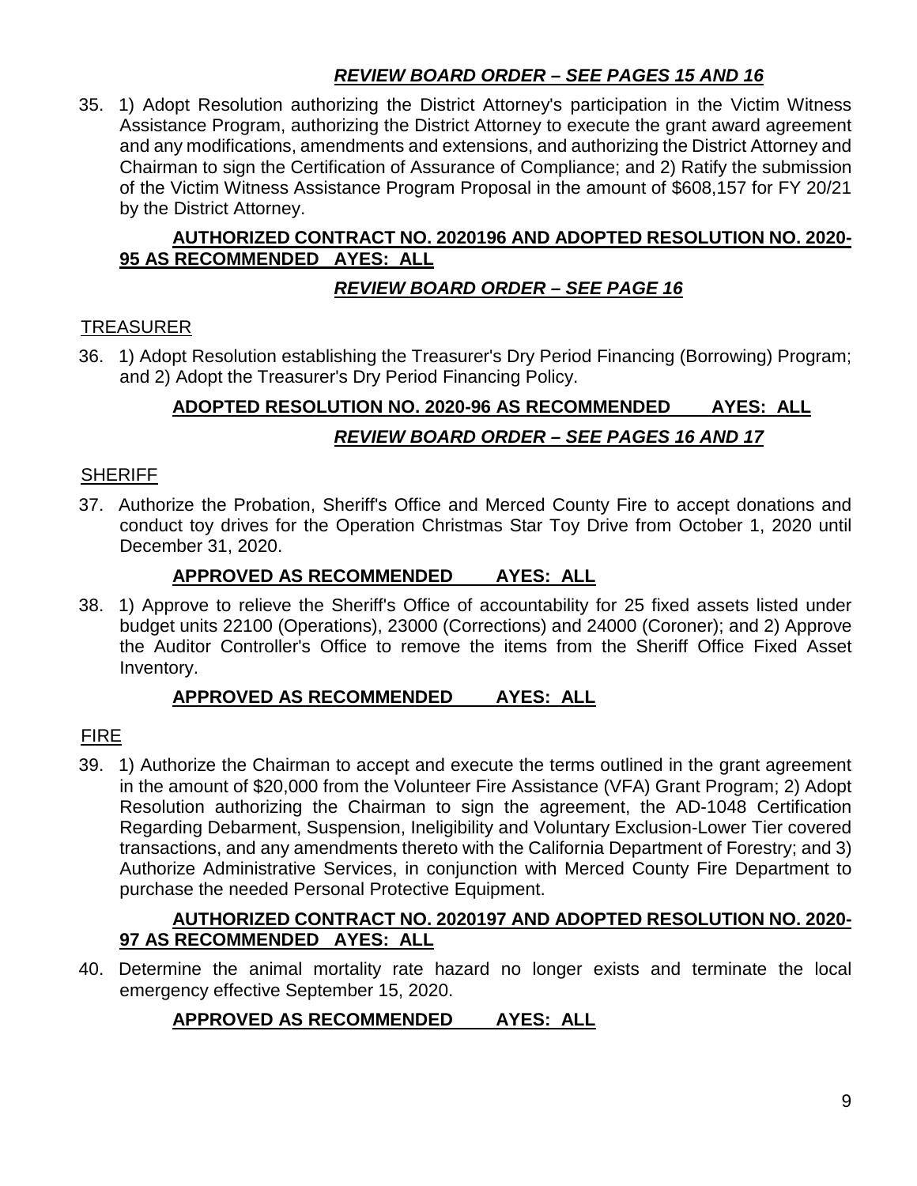***REVIEW BOARD ORDER – SEE PAGES 15 AND 16***

35. 1) Adopt Resolution authorizing the District Attorney's participation in the Victim Witness Assistance Program, authorizing the District Attorney to execute the grant award agreement and any modifications, amendments and extensions, and authorizing the District Attorney and Chairman to sign the Certification of Assurance of Compliance; and 2) Ratify the submission of the Victim Witness Assistance Program Proposal in the amount of $608,157 for FY 20/21 by the District Attorney.

**AUTHORIZED CONTRACT NO. 2020196 AND ADOPTED RESOLUTION NO. 2020-95 AS RECOMMENDED AYES: ALL**

***REVIEW BOARD ORDER – SEE PAGE 16***

## TREASURER

36. 1) Adopt Resolution establishing the Treasurer's Dry Period Financing (Borrowing) Program; and 2) Adopt the Treasurer's Dry Period Financing Policy.

**ADOPTED RESOLUTION NO. 2020-96 AS RECOMMENDED AYES: ALL**

***REVIEW BOARD ORDER – SEE PAGES 16 AND 17***

## SHERIFF

37. Authorize the Probation, Sheriff's Office and Merced County Fire to accept donations and conduct toy drives for the Operation Christmas Star Toy Drive from October 1, 2020 until December 31, 2020.

**APPROVED AS RECOMMENDED AYES: ALL**

38. 1) Approve to relieve the Sheriff's Office of accountability for 25 fixed assets listed under budget units 22100 (Operations), 23000 (Corrections) and 24000 (Coroner); and 2) Approve the Auditor Controller's Office to remove the items from the Sheriff Office Fixed Asset Inventory.

**APPROVED AS RECOMMENDED AYES: ALL**

## FIRE

39. 1) Authorize the Chairman to accept and execute the terms outlined in the grant agreement in the amount of $20,000 from the Volunteer Fire Assistance (VFA) Grant Program; 2) Adopt Resolution authorizing the Chairman to sign the agreement, the AD-1048 Certification Regarding Debarment, Suspension, Ineligibility and Voluntary Exclusion-Lower Tier covered transactions, and any amendments thereto with the California Department of Forestry; and 3) Authorize Administrative Services, in conjunction with Merced County Fire Department to purchase the needed Personal Protective Equipment.

**AUTHORIZED CONTRACT NO. 2020197 AND ADOPTED RESOLUTION NO. 2020-97 AS RECOMMENDED AYES: ALL**

40. Determine the animal mortality rate hazard no longer exists and terminate the local emergency effective September 15, 2020.

**APPROVED AS RECOMMENDED AYES: ALL**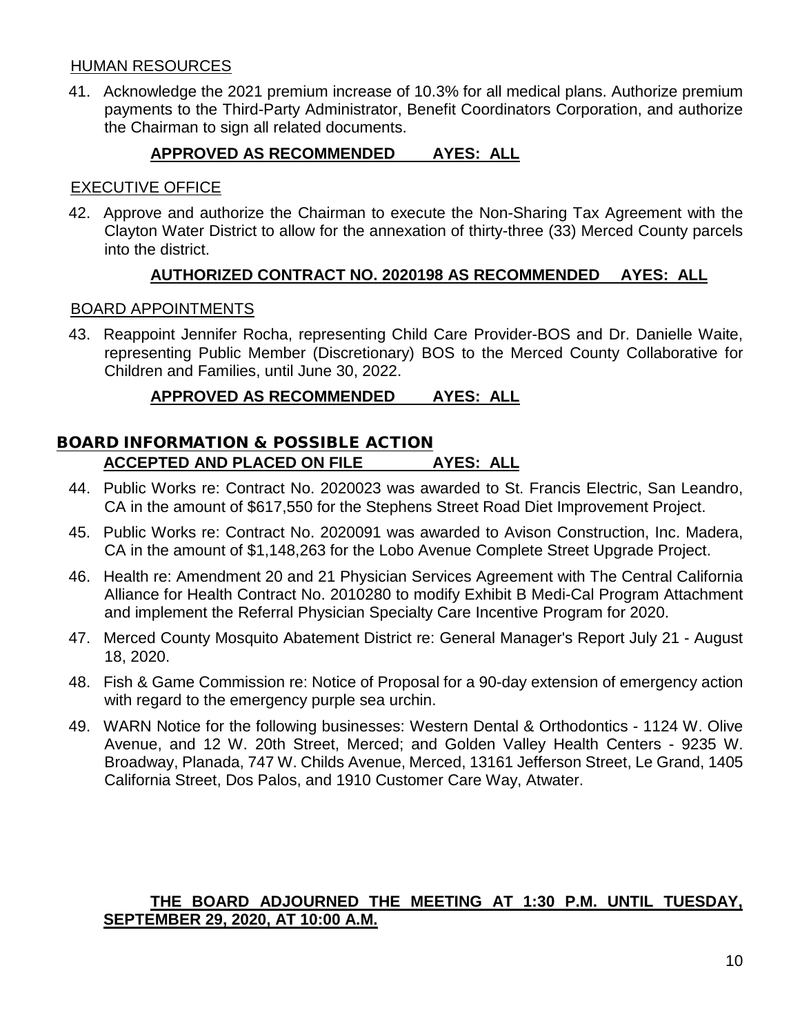## HUMAN RESOURCES

41. Acknowledge the 2021 premium increase of 10.3% for all medical plans. Authorize premium payments to the Third-Party Administrator, Benefit Coordinators Corporation, and authorize the Chairman to sign all related documents.

**APPROVED AS RECOMMENDED AYES: ALL**

## EXECUTIVE OFFICE

42. Approve and authorize the Chairman to execute the Non-Sharing Tax Agreement with the Clayton Water District to allow for the annexation of thirty-three (33) Merced County parcels into the district.

**AUTHORIZED CONTRACT NO. 2020198 AS RECOMMENDED AYES: ALL**

## BOARD APPOINTMENTS

43. Reappoint Jennifer Rocha, representing Child Care Provider-BOS and Dr. Danielle Waite, representing Public Member (Discretionary) BOS to the Merced County Collaborative for Children and Families, until June 30, 2022.

**APPROVED AS RECOMMENDED AYES: ALL**

## BOARD INFORMATION & POSSIBLE ACTION

**ACCEPTED AND PLACED ON FILE AYES: ALL**

44. Public Works re: Contract No. 2020023 was awarded to St. Francis Electric, San Leandro, CA in the amount of $617,550 for the Stephens Street Road Diet Improvement Project.
45. Public Works re: Contract No. 2020091 was awarded to Avison Construction, Inc. Madera, CA in the amount of $1,148,263 for the Lobo Avenue Complete Street Upgrade Project.
46. Health re: Amendment 20 and 21 Physician Services Agreement with The Central California Alliance for Health Contract No. 2010280 to modify Exhibit B Medi-Cal Program Attachment and implement the Referral Physician Specialty Care Incentive Program for 2020.
47. Merced County Mosquito Abatement District re: General Manager's Report July 21 - August 18, 2020.
48. Fish & Game Commission re: Notice of Proposal for a 90-day extension of emergency action with regard to the emergency purple sea urchin.
49. WARN Notice for the following businesses: Western Dental & Orthodontics - 1124 W. Olive Avenue, and 12 W. 20th Street, Merced; and Golden Valley Health Centers - 9235 W. Broadway, Planada, 747 W. Childs Avenue, Merced, 13161 Jefferson Street, Le Grand, 1405 California Street, Dos Palos, and 1910 Customer Care Way, Atwater.

**THE BOARD ADJOURNED THE MEETING AT 1:30 P.M. UNTIL TUESDAY, SEPTEMBER 29, 2020, AT 10:00 A.M.**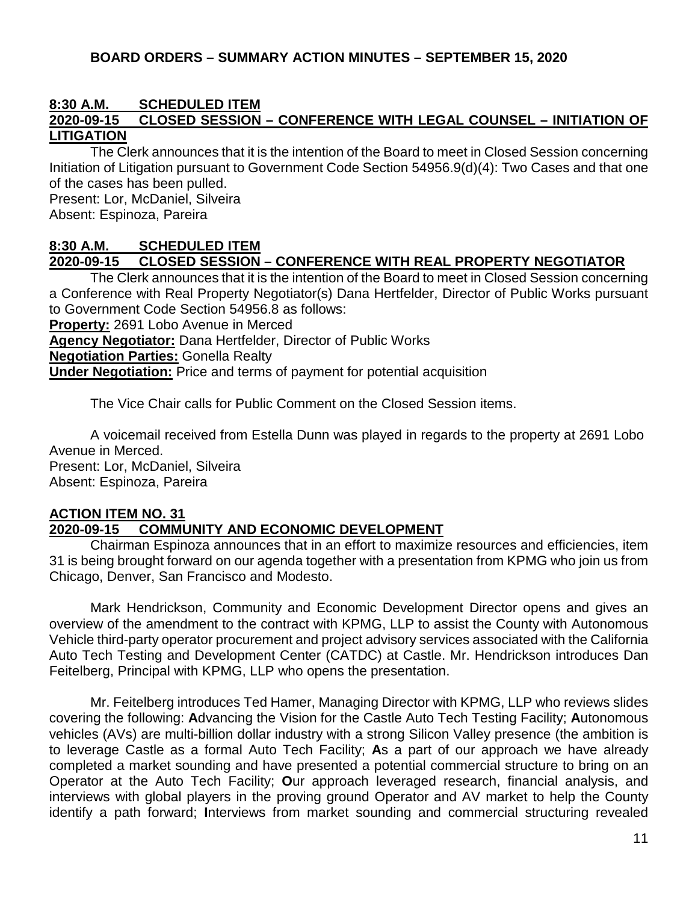## BOARD ORDERS – SUMMARY ACTION MINUTES – SEPTEMBER 15, 2020

**8:30 A.M. SCHEDULED ITEM**
**2020-09-15 CLOSED SESSION – CONFERENCE WITH LEGAL COUNSEL – INITIATION OF LITIGATION**

The Clerk announces that it is the intention of the Board to meet in Closed Session concerning Initiation of Litigation pursuant to Government Code Section 54956.9(d)(4): Two Cases and that one of the cases has been pulled.
Present: Lor, McDaniel, Silveira
Absent: Espinoza, Pareira

**8:30 A.M. SCHEDULED ITEM**
**2020-09-15 CLOSED SESSION – CONFERENCE WITH REAL PROPERTY NEGOTIATOR**

The Clerk announces that it is the intention of the Board to meet in Closed Session concerning a Conference with Real Property Negotiator(s) Dana Hertfelder, Director of Public Works pursuant to Government Code Section 54956.8 as follows:
**Property:** 2691 Lobo Avenue in Merced
**Agency Negotiator:** Dana Hertfelder, Director of Public Works
**Negotiation Parties:** Gonella Realty
**Under Negotiation:** Price and terms of payment for potential acquisition

The Vice Chair calls for Public Comment on the Closed Session items.

A voicemail received from Estella Dunn was played in regards to the property at 2691 Lobo Avenue in Merced.
Present: Lor, McDaniel, Silveira
Absent: Espinoza, Pareira

**ACTION ITEM NO. 31**
**2020-09-15 COMMUNITY AND ECONOMIC DEVELOPMENT**

Chairman Espinoza announces that in an effort to maximize resources and efficiencies, item 31 is being brought forward on our agenda together with a presentation from KPMG who join us from Chicago, Denver, San Francisco and Modesto.

Mark Hendrickson, Community and Economic Development Director opens and gives an overview of the amendment to the contract with KPMG, LLP to assist the County with Autonomous Vehicle third-party operator procurement and project advisory services associated with the California Auto Tech Testing and Development Center (CATDC) at Castle. Mr. Hendrickson introduces Dan Feitelberg, Principal with KPMG, LLP who opens the presentation.

Mr. Feitelberg introduces Ted Hamer, Managing Director with KPMG, LLP who reviews slides covering the following: **A**dvancing the Vision for the Castle Auto Tech Testing Facility; **A**utonomous vehicles (AVs) are multi-billion dollar industry with a strong Silicon Valley presence (the ambition is to leverage Castle as a formal Auto Tech Facility; **A**s a part of our approach we have already completed a market sounding and have presented a potential commercial structure to bring on an Operator at the Auto Tech Facility; **O**ur approach leveraged research, financial analysis, and interviews with global players in the proving ground Operator and AV market to help the County identify a path forward; **I**nterviews from market sounding and commercial structuring revealed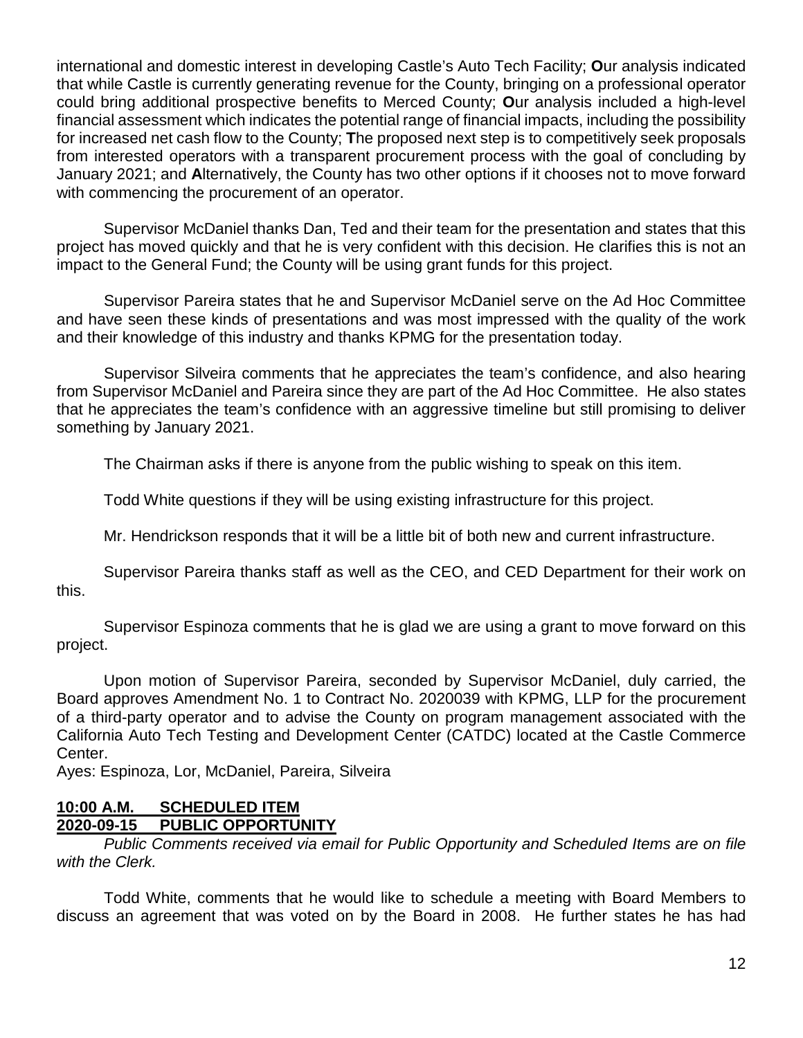international and domestic interest in developing Castle's Auto Tech Facility; **O**ur analysis indicated that while Castle is currently generating revenue for the County, bringing on a professional operator could bring additional prospective benefits to Merced County; **O**ur analysis included a high-level financial assessment which indicates the potential range of financial impacts, including the possibility for increased net cash flow to the County; **T**he proposed next step is to competitively seek proposals from interested operators with a transparent procurement process with the goal of concluding by January 2021; and **A**lternatively, the County has two other options if it chooses not to move forward with commencing the procurement of an operator.

Supervisor McDaniel thanks Dan, Ted and their team for the presentation and states that this project has moved quickly and that he is very confident with this decision. He clarifies this is not an impact to the General Fund; the County will be using grant funds for this project.

Supervisor Pareira states that he and Supervisor McDaniel serve on the Ad Hoc Committee and have seen these kinds of presentations and was most impressed with the quality of the work and their knowledge of this industry and thanks KPMG for the presentation today.

Supervisor Silveira comments that he appreciates the team's confidence, and also hearing from Supervisor McDaniel and Pareira since they are part of the Ad Hoc Committee. He also states that he appreciates the team's confidence with an aggressive timeline but still promising to deliver something by January 2021.

The Chairman asks if there is anyone from the public wishing to speak on this item.

Todd White questions if they will be using existing infrastructure for this project.

Mr. Hendrickson responds that it will be a little bit of both new and current infrastructure.

Supervisor Pareira thanks staff as well as the CEO, and CED Department for their work on this.

Supervisor Espinoza comments that he is glad we are using a grant to move forward on this project.

Upon motion of Supervisor Pareira, seconded by Supervisor McDaniel, duly carried, the Board approves Amendment No. 1 to Contract No. 2020039 with KPMG, LLP for the procurement of a third-party operator and to advise the County on program management associated with the California Auto Tech Testing and Development Center (CATDC) located at the Castle Commerce Center.
Ayes: Espinoza, Lor, McDaniel, Pareira, Silveira

**10:00 A.M. SCHEDULED ITEM**
**2020-09-15 PUBLIC OPPORTUNITY**

*Public Comments received via email for Public Opportunity and Scheduled Items are on file with the Clerk.*

Todd White, comments that he would like to schedule a meeting with Board Members to discuss an agreement that was voted on by the Board in 2008. He further states he has had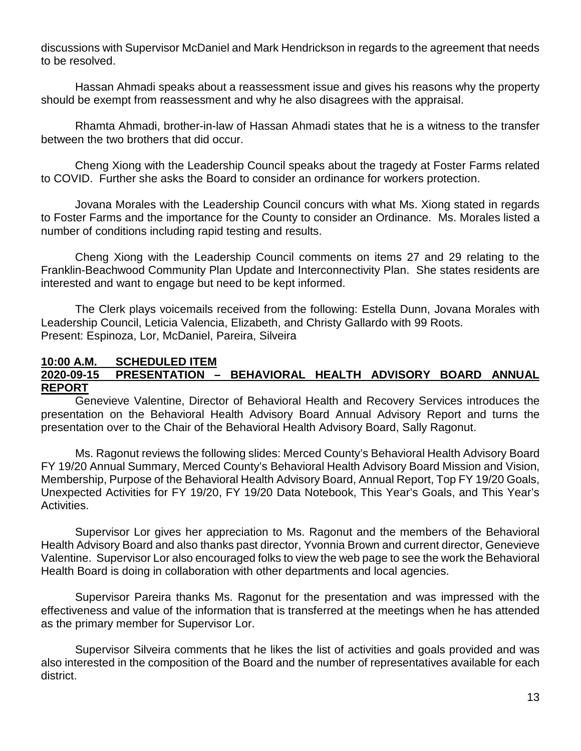discussions with Supervisor McDaniel and Mark Hendrickson in regards to the agreement that needs to be resolved.

Hassan Ahmadi speaks about a reassessment issue and gives his reasons why the property should be exempt from reassessment and why he also disagrees with the appraisal.

Rhamta Ahmadi, brother-in-law of Hassan Ahmadi states that he is a witness to the transfer between the two brothers that did occur.

Cheng Xiong with the Leadership Council speaks about the tragedy at Foster Farms related to COVID. Further she asks the Board to consider an ordinance for workers protection.

Jovana Morales with the Leadership Council concurs with what Ms. Xiong stated in regards to Foster Farms and the importance for the County to consider an Ordinance. Ms. Morales listed a number of conditions including rapid testing and results.

Cheng Xiong with the Leadership Council comments on items 27 and 29 relating to the Franklin-Beachwood Community Plan Update and Interconnectivity Plan. She states residents are interested and want to engage but need to be kept informed.

The Clerk plays voicemails received from the following: Estella Dunn, Jovana Morales with Leadership Council, Leticia Valencia, Elizabeth, and Christy Gallardo with 99 Roots.
Present: Espinoza, Lor, McDaniel, Pareira, Silveira

**10:00 A.M. SCHEDULED ITEM**
**2020-09-15 PRESENTATION – BEHAVIORAL HEALTH ADVISORY BOARD ANNUAL REPORT**

Genevieve Valentine, Director of Behavioral Health and Recovery Services introduces the presentation on the Behavioral Health Advisory Board Annual Advisory Report and turns the presentation over to the Chair of the Behavioral Health Advisory Board, Sally Ragonut.

Ms. Ragonut reviews the following slides: Merced County's Behavioral Health Advisory Board FY 19/20 Annual Summary, Merced County's Behavioral Health Advisory Board Mission and Vision, Membership, Purpose of the Behavioral Health Advisory Board, Annual Report, Top FY 19/20 Goals, Unexpected Activities for FY 19/20, FY 19/20 Data Notebook, This Year's Goals, and This Year's Activities.

Supervisor Lor gives her appreciation to Ms. Ragonut and the members of the Behavioral Health Advisory Board and also thanks past director, Yvonnia Brown and current director, Genevieve Valentine. Supervisor Lor also encouraged folks to view the web page to see the work the Behavioral Health Board is doing in collaboration with other departments and local agencies.

Supervisor Pareira thanks Ms. Ragonut for the presentation and was impressed with the effectiveness and value of the information that is transferred at the meetings when he has attended as the primary member for Supervisor Lor.

Supervisor Silveira comments that he likes the list of activities and goals provided and was also interested in the composition of the Board and the number of representatives available for each district.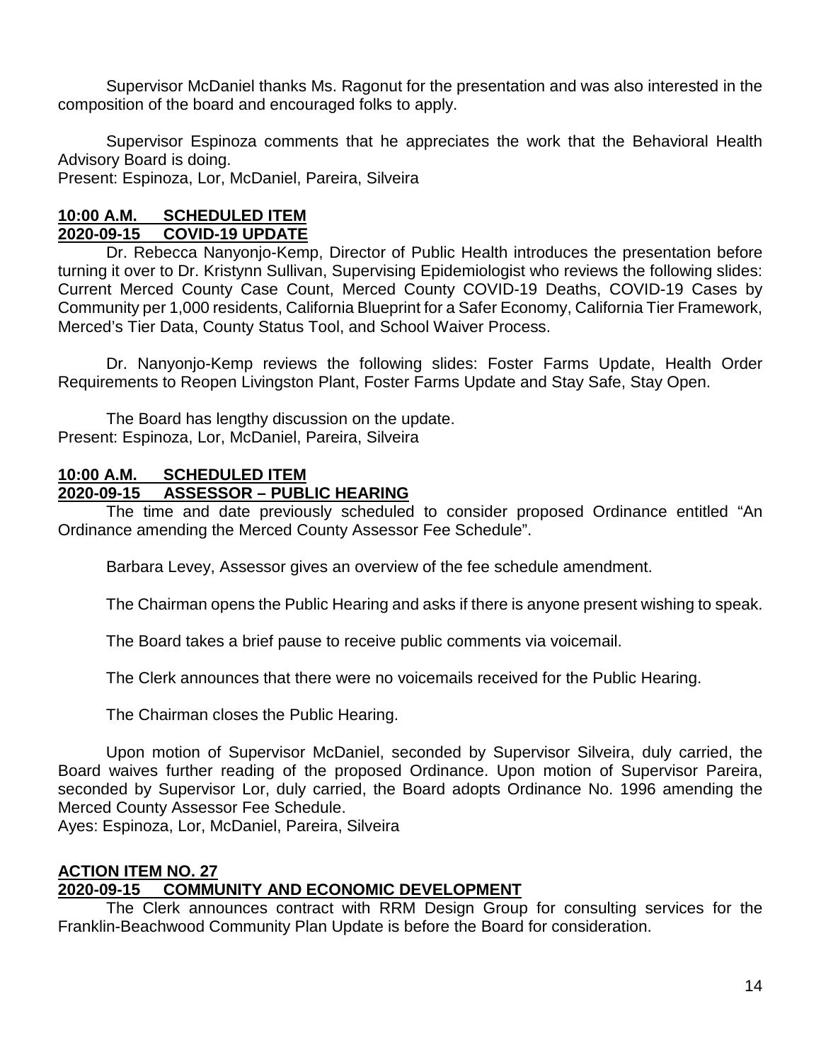Supervisor McDaniel thanks Ms. Ragonut for the presentation and was also interested in the composition of the board and encouraged folks to apply.

Supervisor Espinoza comments that he appreciates the work that the Behavioral Health Advisory Board is doing.
Present: Espinoza, Lor, McDaniel, Pareira, Silveira

**10:00 A.M. SCHEDULED ITEM**
**2020-09-15 COVID-19 UPDATE**

Dr. Rebecca Nanyonjo-Kemp, Director of Public Health introduces the presentation before turning it over to Dr. Kristynn Sullivan, Supervising Epidemiologist who reviews the following slides: Current Merced County Case Count, Merced County COVID-19 Deaths, COVID-19 Cases by Community per 1,000 residents, California Blueprint for a Safer Economy, California Tier Framework, Merced's Tier Data, County Status Tool, and School Waiver Process.

Dr. Nanyonjo-Kemp reviews the following slides: Foster Farms Update, Health Order Requirements to Reopen Livingston Plant, Foster Farms Update and Stay Safe, Stay Open.

The Board has lengthy discussion on the update.
Present: Espinoza, Lor, McDaniel, Pareira, Silveira

**10:00 A.M. SCHEDULED ITEM**
**2020-09-15 ASSESSOR – PUBLIC HEARING**

The time and date previously scheduled to consider proposed Ordinance entitled "An Ordinance amending the Merced County Assessor Fee Schedule".

Barbara Levey, Assessor gives an overview of the fee schedule amendment.

The Chairman opens the Public Hearing and asks if there is anyone present wishing to speak.

The Board takes a brief pause to receive public comments via voicemail.

The Clerk announces that there were no voicemails received for the Public Hearing.

The Chairman closes the Public Hearing.

Upon motion of Supervisor McDaniel, seconded by Supervisor Silveira, duly carried, the Board waives further reading of the proposed Ordinance. Upon motion of Supervisor Pareira, seconded by Supervisor Lor, duly carried, the Board adopts Ordinance No. 1996 amending the Merced County Assessor Fee Schedule.
Ayes: Espinoza, Lor, McDaniel, Pareira, Silveira

**ACTION ITEM NO. 27**
**2020-09-15 COMMUNITY AND ECONOMIC DEVELOPMENT**

The Clerk announces contract with RRM Design Group for consulting services for the Franklin-Beachwood Community Plan Update is before the Board for consideration.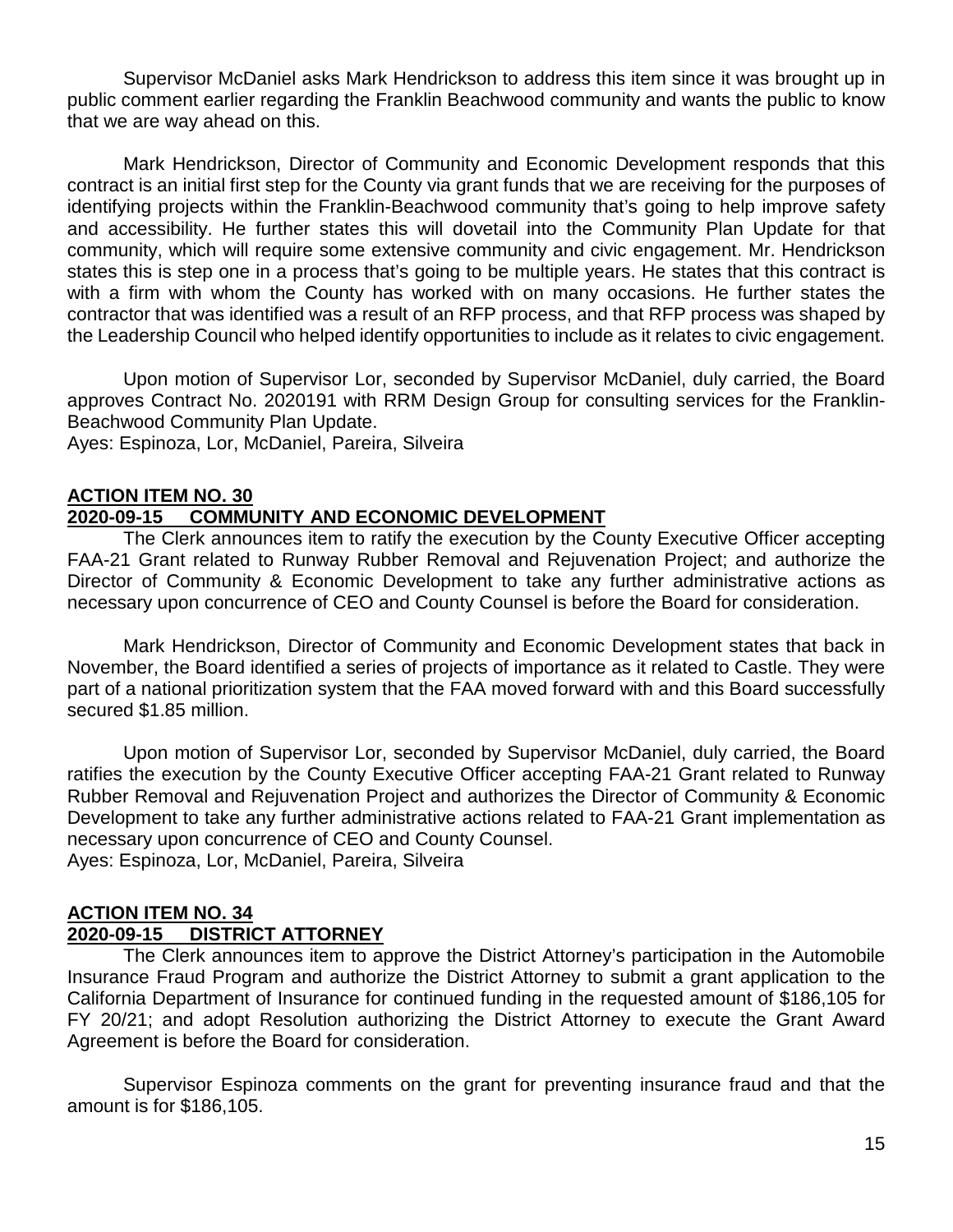Supervisor McDaniel asks Mark Hendrickson to address this item since it was brought up in public comment earlier regarding the Franklin Beachwood community and wants the public to know that we are way ahead on this.

Mark Hendrickson, Director of Community and Economic Development responds that this contract is an initial first step for the County via grant funds that we are receiving for the purposes of identifying projects within the Franklin-Beachwood community that's going to help improve safety and accessibility. He further states this will dovetail into the Community Plan Update for that community, which will require some extensive community and civic engagement. Mr. Hendrickson states this is step one in a process that's going to be multiple years. He states that this contract is with a firm with whom the County has worked with on many occasions. He further states the contractor that was identified was a result of an RFP process, and that RFP process was shaped by the Leadership Council who helped identify opportunities to include as it relates to civic engagement.

Upon motion of Supervisor Lor, seconded by Supervisor McDaniel, duly carried, the Board approves Contract No. 2020191 with RRM Design Group for consulting services for the Franklin-Beachwood Community Plan Update.
Ayes: Espinoza, Lor, McDaniel, Pareira, Silveira

**ACTION ITEM NO. 30**
**2020-09-15 COMMUNITY AND ECONOMIC DEVELOPMENT**

The Clerk announces item to ratify the execution by the County Executive Officer accepting FAA-21 Grant related to Runway Rubber Removal and Rejuvenation Project; and authorize the Director of Community & Economic Development to take any further administrative actions as necessary upon concurrence of CEO and County Counsel is before the Board for consideration.

Mark Hendrickson, Director of Community and Economic Development states that back in November, the Board identified a series of projects of importance as it related to Castle. They were part of a national prioritization system that the FAA moved forward with and this Board successfully secured $1.85 million.

Upon motion of Supervisor Lor, seconded by Supervisor McDaniel, duly carried, the Board ratifies the execution by the County Executive Officer accepting FAA-21 Grant related to Runway Rubber Removal and Rejuvenation Project and authorizes the Director of Community & Economic Development to take any further administrative actions related to FAA-21 Grant implementation as necessary upon concurrence of CEO and County Counsel.
Ayes: Espinoza, Lor, McDaniel, Pareira, Silveira

**ACTION ITEM NO. 34**
**2020-09-15 DISTRICT ATTORNEY**

The Clerk announces item to approve the District Attorney's participation in the Automobile Insurance Fraud Program and authorize the District Attorney to submit a grant application to the California Department of Insurance for continued funding in the requested amount of $186,105 for FY 20/21; and adopt Resolution authorizing the District Attorney to execute the Grant Award Agreement is before the Board for consideration.

Supervisor Espinoza comments on the grant for preventing insurance fraud and that the amount is for $186,105.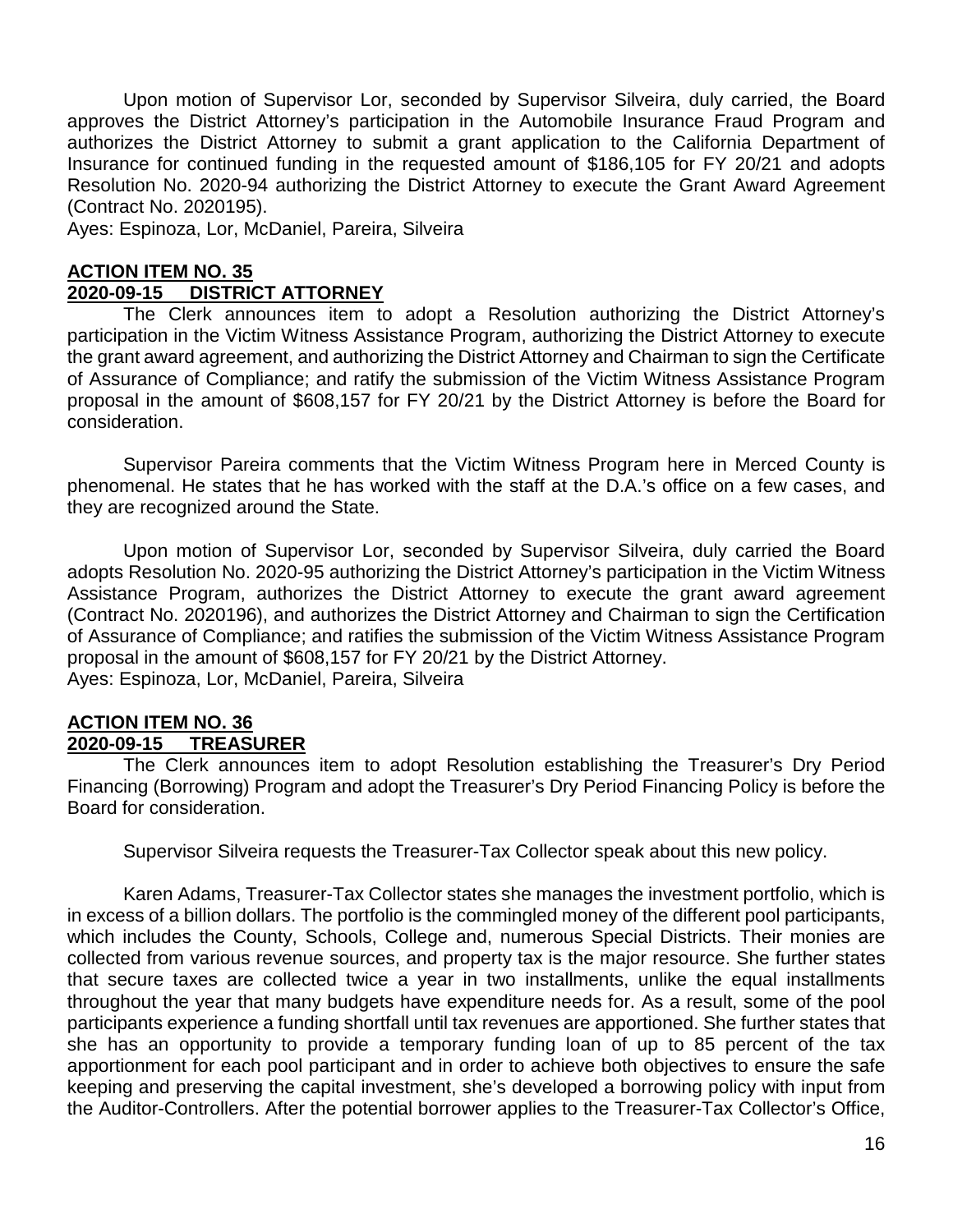Upon motion of Supervisor Lor, seconded by Supervisor Silveira, duly carried, the Board approves the District Attorney's participation in the Automobile Insurance Fraud Program and authorizes the District Attorney to submit a grant application to the California Department of Insurance for continued funding in the requested amount of $186,105 for FY 20/21 and adopts Resolution No. 2020-94 authorizing the District Attorney to execute the Grant Award Agreement (Contract No. 2020195).
Ayes: Espinoza, Lor, McDaniel, Pareira, Silveira

**ACTION ITEM NO. 35**
**2020-09-15 DISTRICT ATTORNEY**

The Clerk announces item to adopt a Resolution authorizing the District Attorney's participation in the Victim Witness Assistance Program, authorizing the District Attorney to execute the grant award agreement, and authorizing the District Attorney and Chairman to sign the Certificate of Assurance of Compliance; and ratify the submission of the Victim Witness Assistance Program proposal in the amount of $608,157 for FY 20/21 by the District Attorney is before the Board for consideration.

Supervisor Pareira comments that the Victim Witness Program here in Merced County is phenomenal. He states that he has worked with the staff at the D.A.'s office on a few cases, and they are recognized around the State.

Upon motion of Supervisor Lor, seconded by Supervisor Silveira, duly carried the Board adopts Resolution No. 2020-95 authorizing the District Attorney's participation in the Victim Witness Assistance Program, authorizes the District Attorney to execute the grant award agreement (Contract No. 2020196), and authorizes the District Attorney and Chairman to sign the Certification of Assurance of Compliance; and ratifies the submission of the Victim Witness Assistance Program proposal in the amount of $608,157 for FY 20/21 by the District Attorney.
Ayes: Espinoza, Lor, McDaniel, Pareira, Silveira

**ACTION ITEM NO. 36**
**2020-09-15 TREASURER**

The Clerk announces item to adopt Resolution establishing the Treasurer's Dry Period Financing (Borrowing) Program and adopt the Treasurer's Dry Period Financing Policy is before the Board for consideration.

Supervisor Silveira requests the Treasurer-Tax Collector speak about this new policy.

Karen Adams, Treasurer-Tax Collector states she manages the investment portfolio, which is in excess of a billion dollars. The portfolio is the commingled money of the different pool participants, which includes the County, Schools, College and, numerous Special Districts. Their monies are collected from various revenue sources, and property tax is the major resource. She further states that secure taxes are collected twice a year in two installments, unlike the equal installments throughout the year that many budgets have expenditure needs for. As a result, some of the pool participants experience a funding shortfall until tax revenues are apportioned. She further states that she has an opportunity to provide a temporary funding loan of up to 85 percent of the tax apportionment for each pool participant and in order to achieve both objectives to ensure the safe keeping and preserving the capital investment, she's developed a borrowing policy with input from the Auditor-Controllers. After the potential borrower applies to the Treasurer-Tax Collector's Office,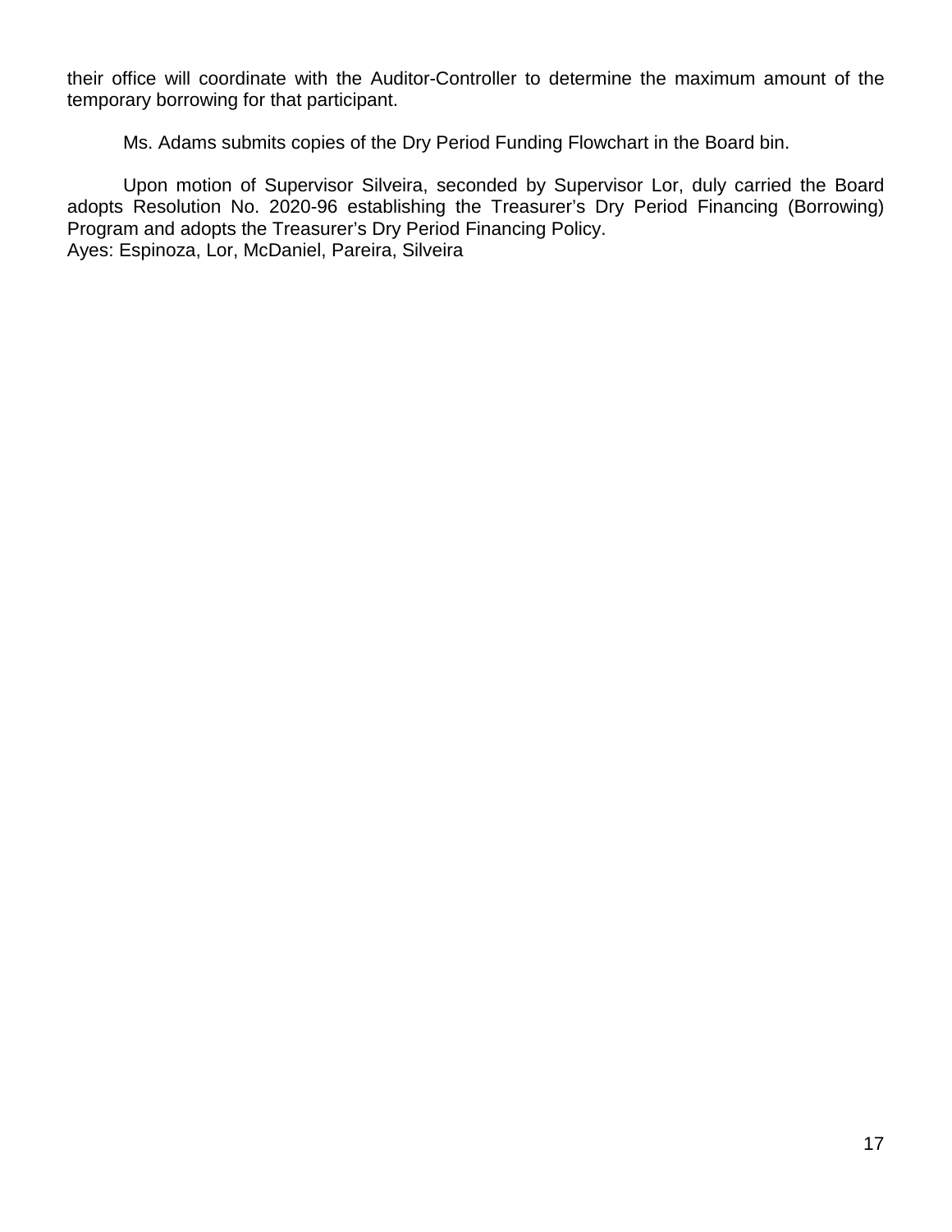their office will coordinate with the Auditor-Controller to determine the maximum amount of the temporary borrowing for that participant.

Ms. Adams submits copies of the Dry Period Funding Flowchart in the Board bin.

Upon motion of Supervisor Silveira, seconded by Supervisor Lor, duly carried the Board adopts Resolution No. 2020-96 establishing the Treasurer's Dry Period Financing (Borrowing) Program and adopts the Treasurer's Dry Period Financing Policy.
Ayes: Espinoza, Lor, McDaniel, Pareira, Silveira